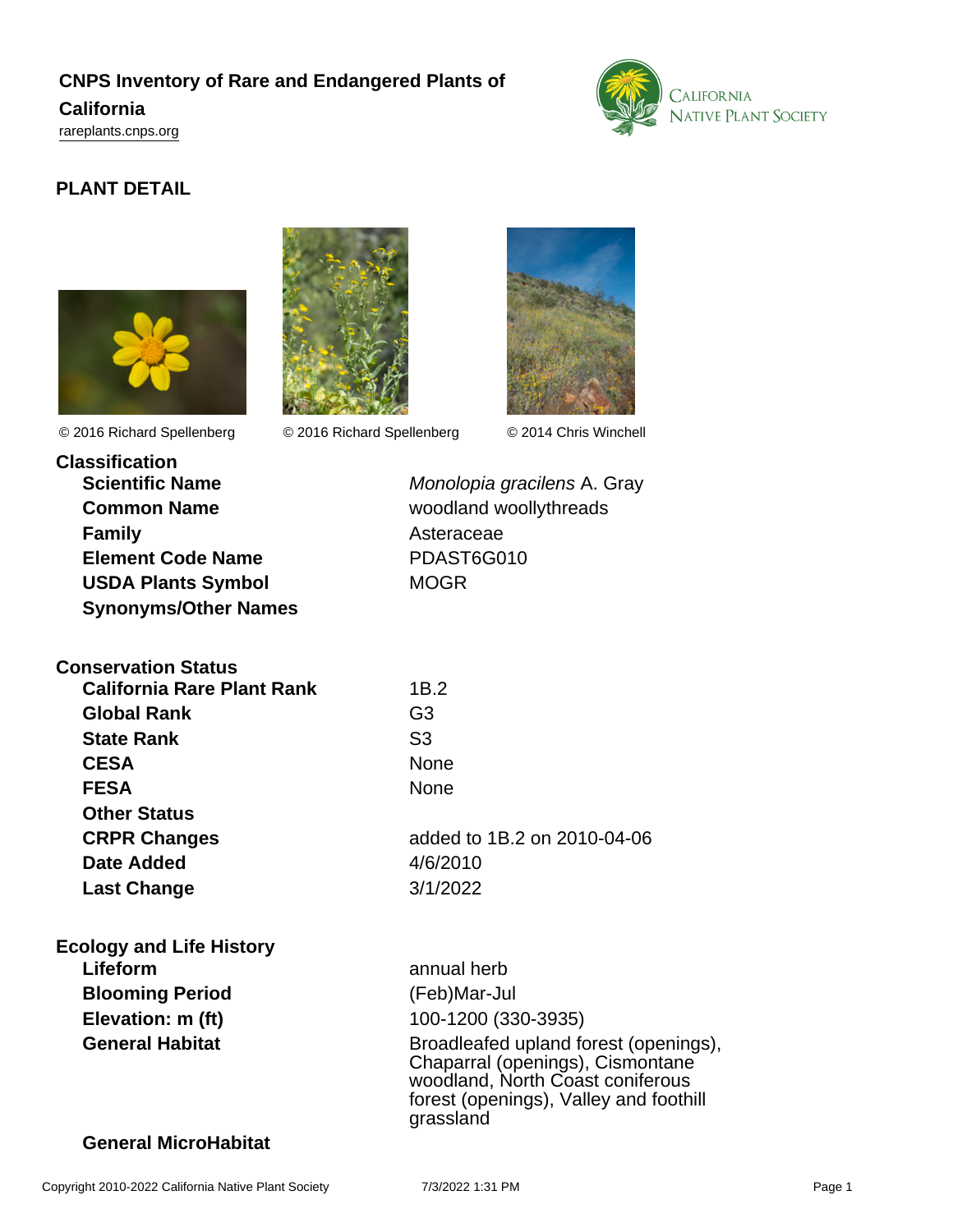# CNPS Inventory of Rare and Endangered Plants of California

rareplants.cnps.org

## PLANT DETAIL

© 2016 Richard Spellenberg © 2016 Richard Spellenberg © 2014 Chris Winchell

### Classification

| | |
|---|---|
| **Scientific Name** | *Monolopia gracilens* A. Gray |
| **Common Name** | woodland woollythreads |
| **Family** | Asteraceae |
| **Element Code Name** | PDAST6G010 |
| **USDA Plants Symbol** | MOGR |
| **Synonyms/Other Names** | |

### Conservation Status

| | |
|---|---|
| **California Rare Plant Rank** | 1B.2 |
| **Global Rank** | G3 |
| **State Rank** | S3 |
| **CESA** | None |
| **FESA** | None |
| **Other Status** | |
| **CRPR Changes** | added to 1B.2 on 2010-04-06 |
| **Date Added** | 4/6/2010 |
| **Last Change** | 3/1/2022 |

### Ecology and Life History

| | |
|---|---|
| **Lifeform** | annual herb |
| **Blooming Period** | (Feb)Mar-Jul |
| **Elevation: m (ft)** | 100-1200 (330-3935) |
| **General Habitat** | Broadleafed upland forest (openings), Chaparral (openings), Cismontane woodland, North Coast coniferous forest (openings), Valley and foothill grassland |
| **General MicroHabitat** | |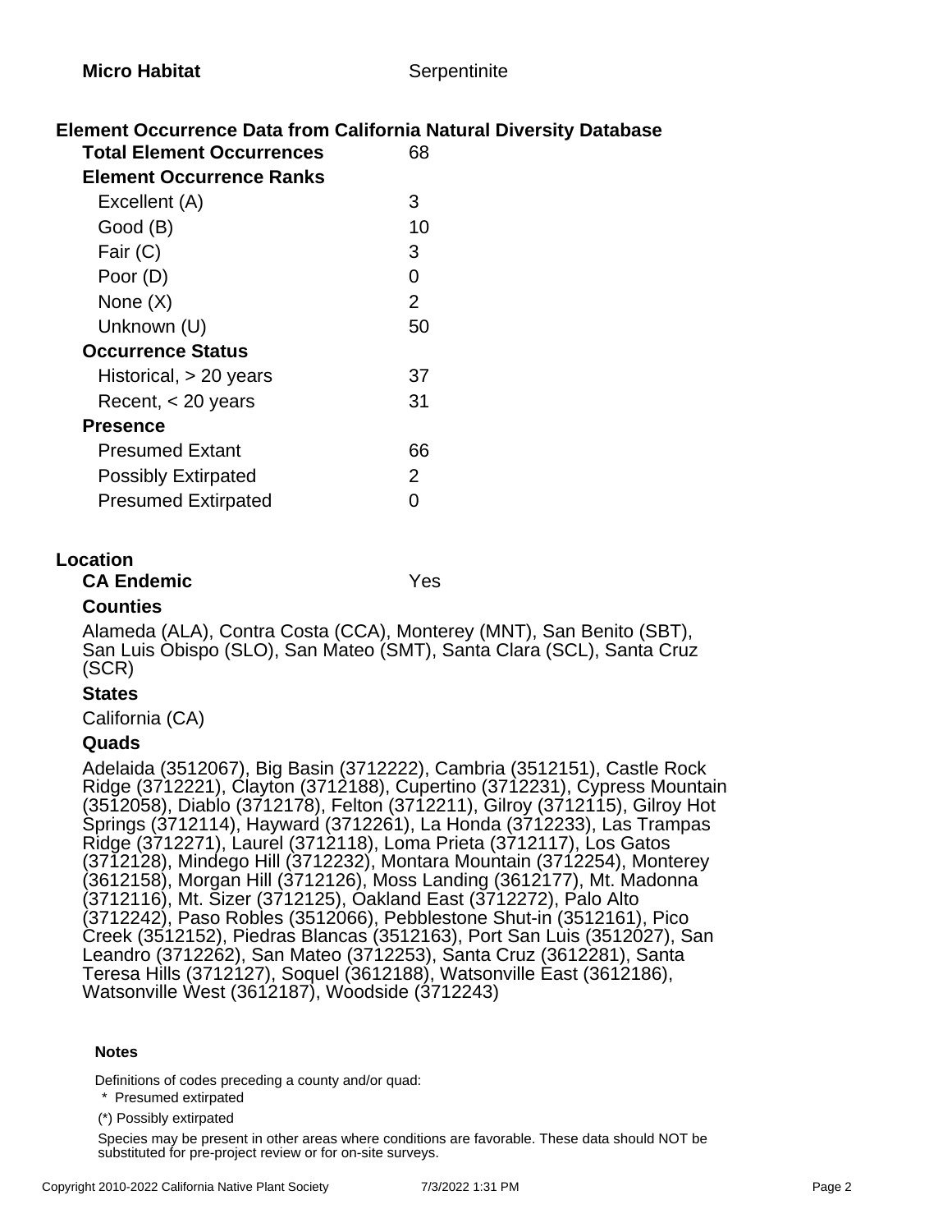| | |
|---|---|
| **Micro Habitat** | Serpentinite |

## Element Occurrence Data from California Natural Diversity Database

| | |
|---|---|
| **Total Element Occurrences** | 68 |
| **Element Occurrence Ranks** | |
| Excellent (A) | 3 |
| Good (B) | 10 |
| Fair (C) | 3 |
| Poor (D) | 0 |
| None (X) | 2 |
| Unknown (U) | 50 |
| **Occurrence Status** | |
| Historical, > 20 years | 37 |
| Recent, < 20 years | 31 |
| **Presence** | |
| Presumed Extant | 66 |
| Possibly Extirpated | 2 |
| Presumed Extirpated | 0 |

## Location

**CA Endemic** Yes

### Counties

Alameda (ALA), Contra Costa (CCA), Monterey (MNT), San Benito (SBT), San Luis Obispo (SLO), San Mateo (SMT), Santa Clara (SCL), Santa Cruz (SCR)

### States

California (CA)

### Quads

Adelaida (3512067), Big Basin (3712222), Cambria (3512151), Castle Rock Ridge (3712221), Clayton (3712188), Cupertino (3712231), Cypress Mountain (3512058), Diablo (3712178), Felton (3712211), Gilroy (3712115), Gilroy Hot Springs (3712114), Hayward (3712261), La Honda (3712233), Las Trampas Ridge (3712271), Laurel (3712118), Loma Prieta (3712117), Los Gatos (3712128), Mindego Hill (3712232), Montara Mountain (3712254), Monterey (3612158), Morgan Hill (3712126), Moss Landing (3612177), Mt. Madonna (3712116), Mt. Sizer (3712125), Oakland East (3712272), Palo Alto (3712242), Paso Robles (3512066), Pebblestone Shut-in (3512161), Pico Creek (3512152), Piedras Blancas (3512163), Port San Luis (3512027), San Leandro (3712262), San Mateo (3712253), Santa Cruz (3612281), Santa Teresa Hills (3712127), Soquel (3612188), Watsonville East (3612186), Watsonville West (3612187), Woodside (3712243)

#### Notes

Definitions of codes preceding a county and/or quad:

\* Presumed extirpated

(*) Possibly extirpated

Species may be present in other areas where conditions are favorable. These data should NOT be substituted for pre-project review or for on-site surveys.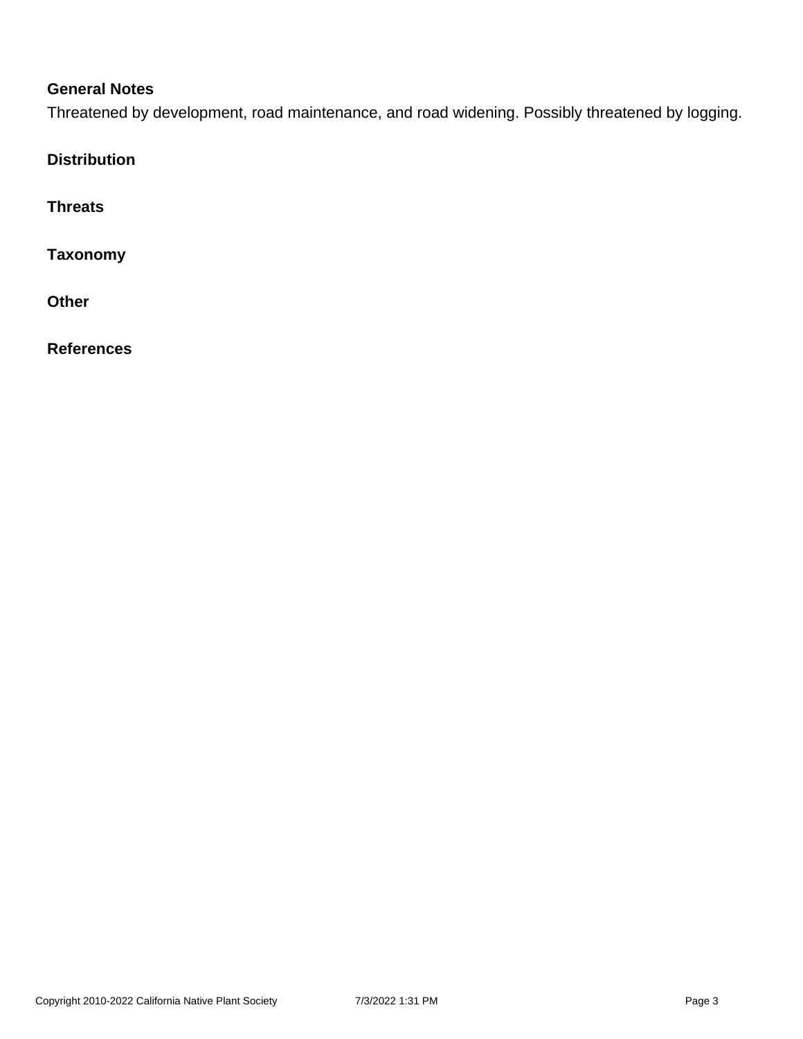## General Notes

Threatened by development, road maintenance, and road widening. Possibly threatened by logging.

## Distribution

## Threats

## Taxonomy

## Other

## References